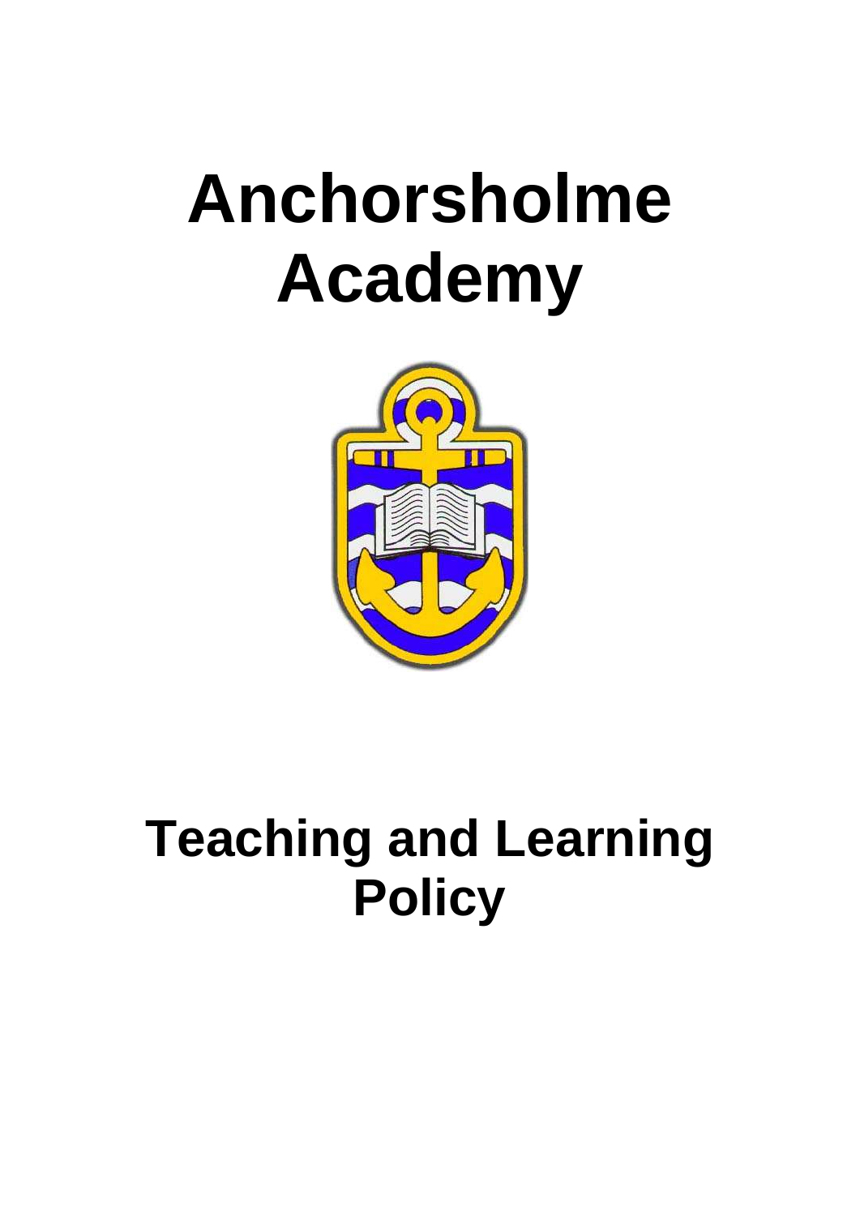# Anchorsholme Academy

# Teaching and Learning Policy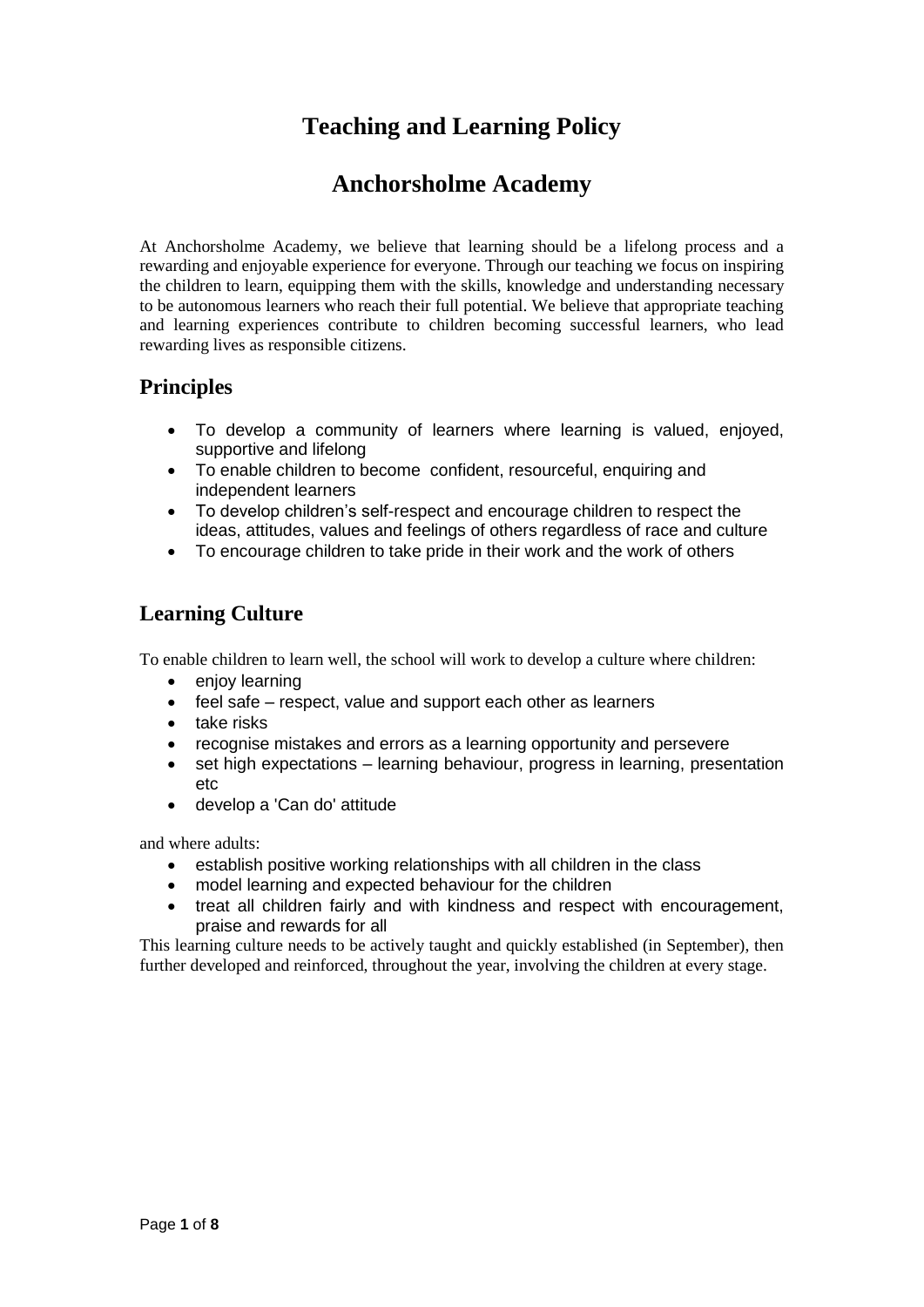# Teaching and Learning Policy

# Anchorsholme Academy

At Anchorsholme Academy, we believe that learning should be a lifelong process and a rewarding and enjoyable experience for everyone. Through our teaching we focus on inspiring the children to learn, equipping them with the skills, knowledge and understanding necessary to be autonomous learners who reach their full potential. We believe that appropriate teaching and learning experiences contribute to children becoming successful learners, who lead rewarding lives as responsible citizens.

## Principles

- To develop a community of learners where learning is valued, enjoyed, supportive and lifelong
- To enable children to become confident, resourceful, enquiring and independent learners
- To develop children's self-respect and encourage children to respect the ideas, attitudes, values and feelings of others regardless of race and culture
- To encourage children to take pride in their work and the work of others

## Learning Culture

To enable children to learn well, the school will work to develop a culture where children:

- enjoy learning
- feel safe – respect, value and support each other as learners
- take risks
- recognise mistakes and errors as a learning opportunity and persevere
- set high expectations – learning behaviour, progress in learning, presentation etc
- develop a 'Can do' attitude

and where adults:

- establish positive working relationships with all children in the class
- model learning and expected behaviour for the children
- treat all children fairly and with kindness and respect with encouragement, praise and rewards for all

This learning culture needs to be actively taught and quickly established (in September), then further developed and reinforced, throughout the year, involving the children at every stage.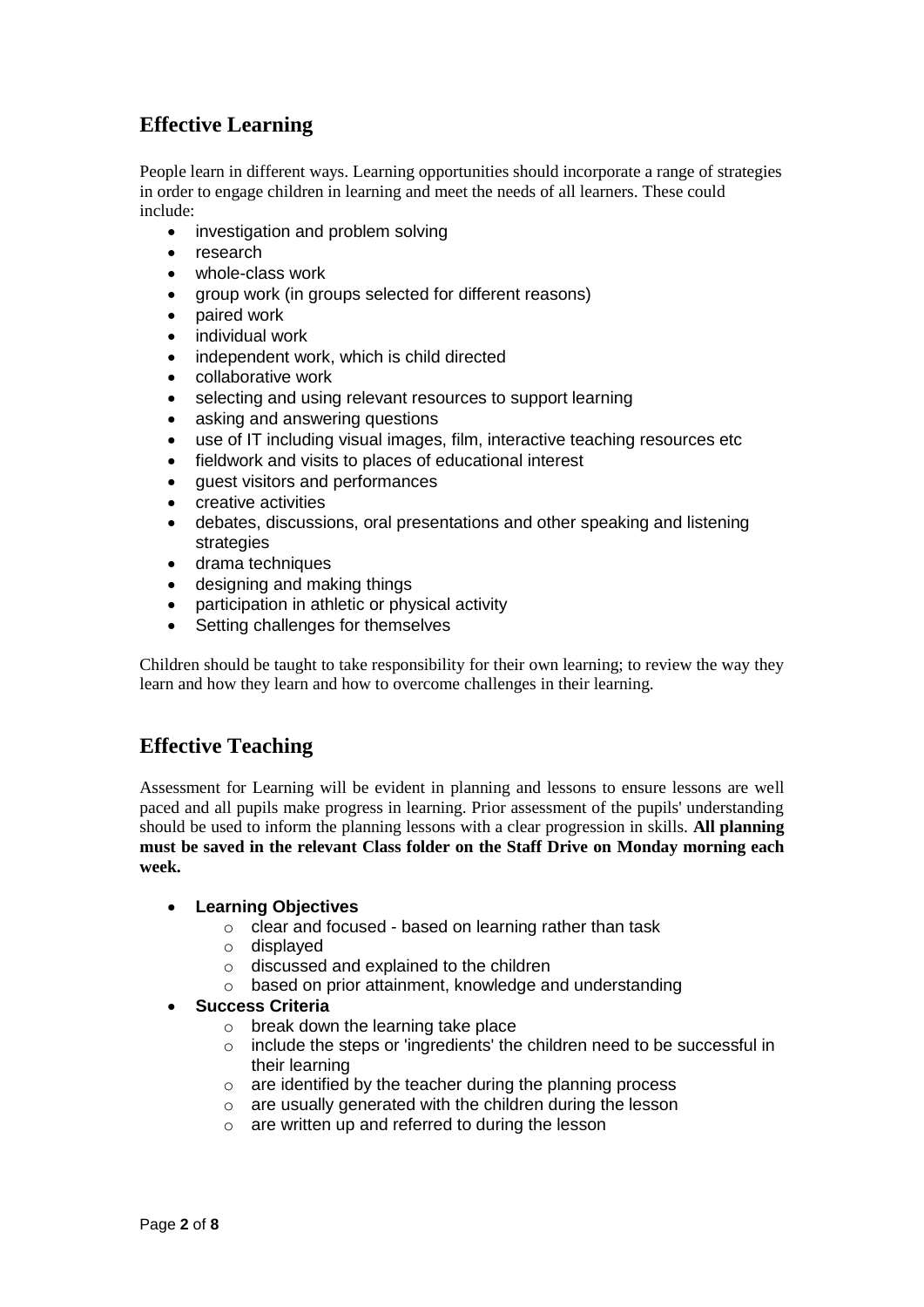## Effective Learning

People learn in different ways. Learning opportunities should incorporate a range of strategies in order to engage children in learning and meet the needs of all learners. These could include:

- investigation and problem solving
- research
- whole-class work
- group work (in groups selected for different reasons)
- paired work
- individual work
- independent work, which is child directed
- collaborative work
- selecting and using relevant resources to support learning
- asking and answering questions
- use of IT including visual images, film, interactive teaching resources etc
- fieldwork and visits to places of educational interest
- guest visitors and performances
- creative activities
- debates, discussions, oral presentations and other speaking and listening strategies
- drama techniques
- designing and making things
- participation in athletic or physical activity
- Setting challenges for themselves

Children should be taught to take responsibility for their own learning; to review the way they learn and how they learn and how to overcome challenges in their learning.

## Effective Teaching

Assessment for Learning will be evident in planning and lessons to ensure lessons are well paced and all pupils make progress in learning. Prior assessment of the pupils' understanding should be used to inform the planning lessons with a clear progression in skills. **All planning must be saved in the relevant Class folder on the Staff Drive on Monday morning each week.**

- **Learning Objectives**
  - clear and focused - based on learning rather than task
  - displayed
  - discussed and explained to the children
  - based on prior attainment, knowledge and understanding
- **Success Criteria**
  - break down the learning take place
  - include the steps or 'ingredients' the children need to be successful in their learning
  - are identified by the teacher during the planning process
  - are usually generated with the children during the lesson
  - are written up and referred to during the lesson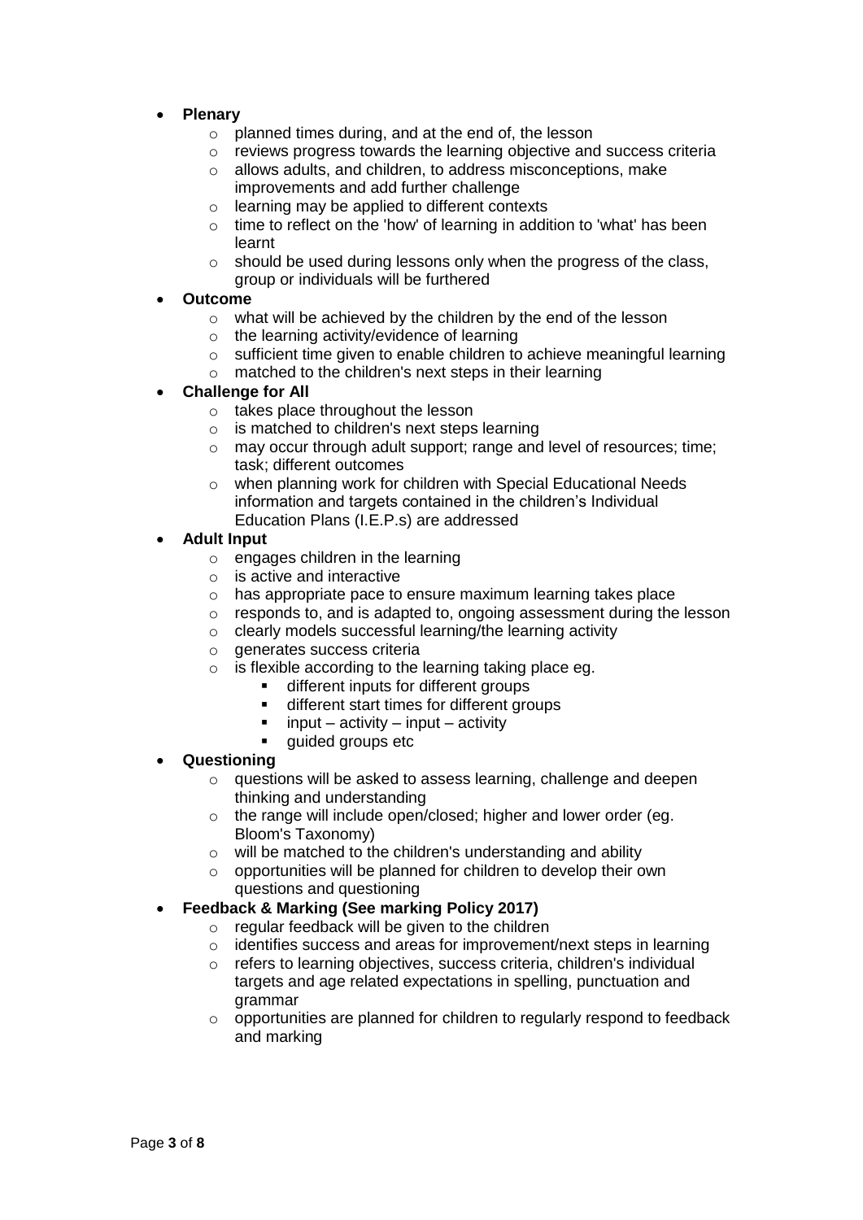- **Plenary**
  - planned times during, and at the end of, the lesson
  - reviews progress towards the learning objective and success criteria
  - allows adults, and children, to address misconceptions, make improvements and add further challenge
  - learning may be applied to different contexts
  - time to reflect on the 'how' of learning in addition to 'what' has been learnt
  - should be used during lessons only when the progress of the class, group or individuals will be furthered
- **Outcome**
  - what will be achieved by the children by the end of the lesson
  - the learning activity/evidence of learning
  - sufficient time given to enable children to achieve meaningful learning
  - matched to the children's next steps in their learning
- **Challenge for All**
  - takes place throughout the lesson
  - is matched to children's next steps learning
  - may occur through adult support; range and level of resources; time; task; different outcomes
  - when planning work for children with Special Educational Needs information and targets contained in the children's Individual Education Plans (I.E.P.s) are addressed
- **Adult Input**
  - engages children in the learning
  - is active and interactive
  - has appropriate pace to ensure maximum learning takes place
  - responds to, and is adapted to, ongoing assessment during the lesson
  - clearly models successful learning/the learning activity
  - generates success criteria
  - is flexible according to the learning taking place eg.
    - different inputs for different groups
    - different start times for different groups
    - input – activity – input – activity
    - guided groups etc
- **Questioning**
  - questions will be asked to assess learning, challenge and deepen thinking and understanding
  - the range will include open/closed; higher and lower order (eg. Bloom's Taxonomy)
  - will be matched to the children's understanding and ability
  - opportunities will be planned for children to develop their own questions and questioning
- **Feedback & Marking (See marking Policy 2017)**
  - regular feedback will be given to the children
  - identifies success and areas for improvement/next steps in learning
  - refers to learning objectives, success criteria, children's individual targets and age related expectations in spelling, punctuation and grammar
  - opportunities are planned for children to regularly respond to feedback and marking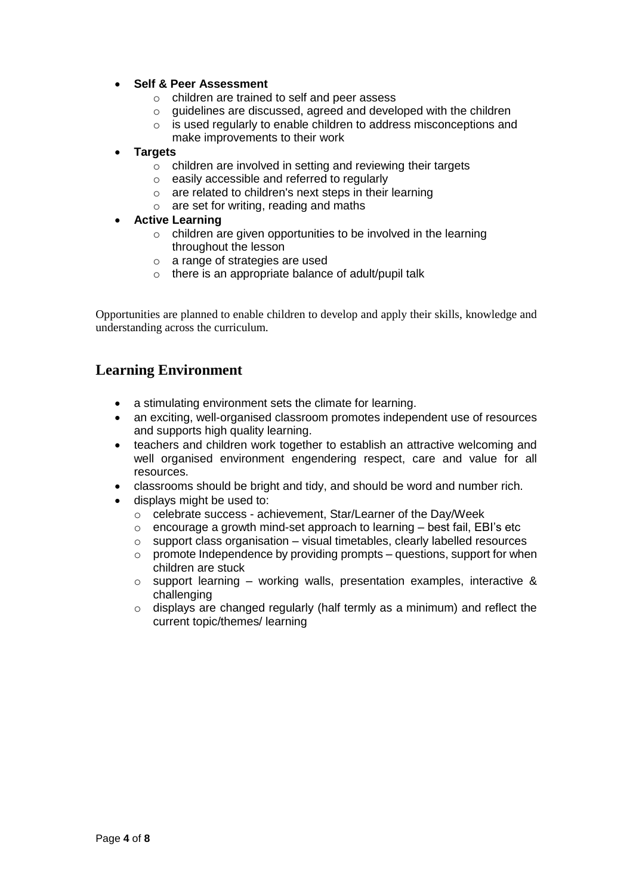- **Self & Peer Assessment**
  - children are trained to self and peer assess
  - guidelines are discussed, agreed and developed with the children
  - is used regularly to enable children to address misconceptions and make improvements to their work
- **Targets**
  - children are involved in setting and reviewing their targets
  - easily accessible and referred to regularly
  - are related to children's next steps in their learning
  - are set for writing, reading and maths
- **Active Learning**
  - children are given opportunities to be involved in the learning throughout the lesson
  - a range of strategies are used
  - there is an appropriate balance of adult/pupil talk

Opportunities are planned to enable children to develop and apply their skills, knowledge and understanding across the curriculum.

## Learning Environment

- a stimulating environment sets the climate for learning.
- an exciting, well-organised classroom promotes independent use of resources and supports high quality learning.
- teachers and children work together to establish an attractive welcoming and well organised environment engendering respect, care and value for all resources.
- classrooms should be bright and tidy, and should be word and number rich.
- displays might be used to:
  - celebrate success - achievement, Star/Learner of the Day/Week
  - encourage a growth mind-set approach to learning – best fail, EBI's etc
  - support class organisation – visual timetables, clearly labelled resources
  - promote Independence by providing prompts – questions, support for when children are stuck
  - support learning – working walls, presentation examples, interactive & challenging
  - displays are changed regularly (half termly as a minimum) and reflect the current topic/themes/ learning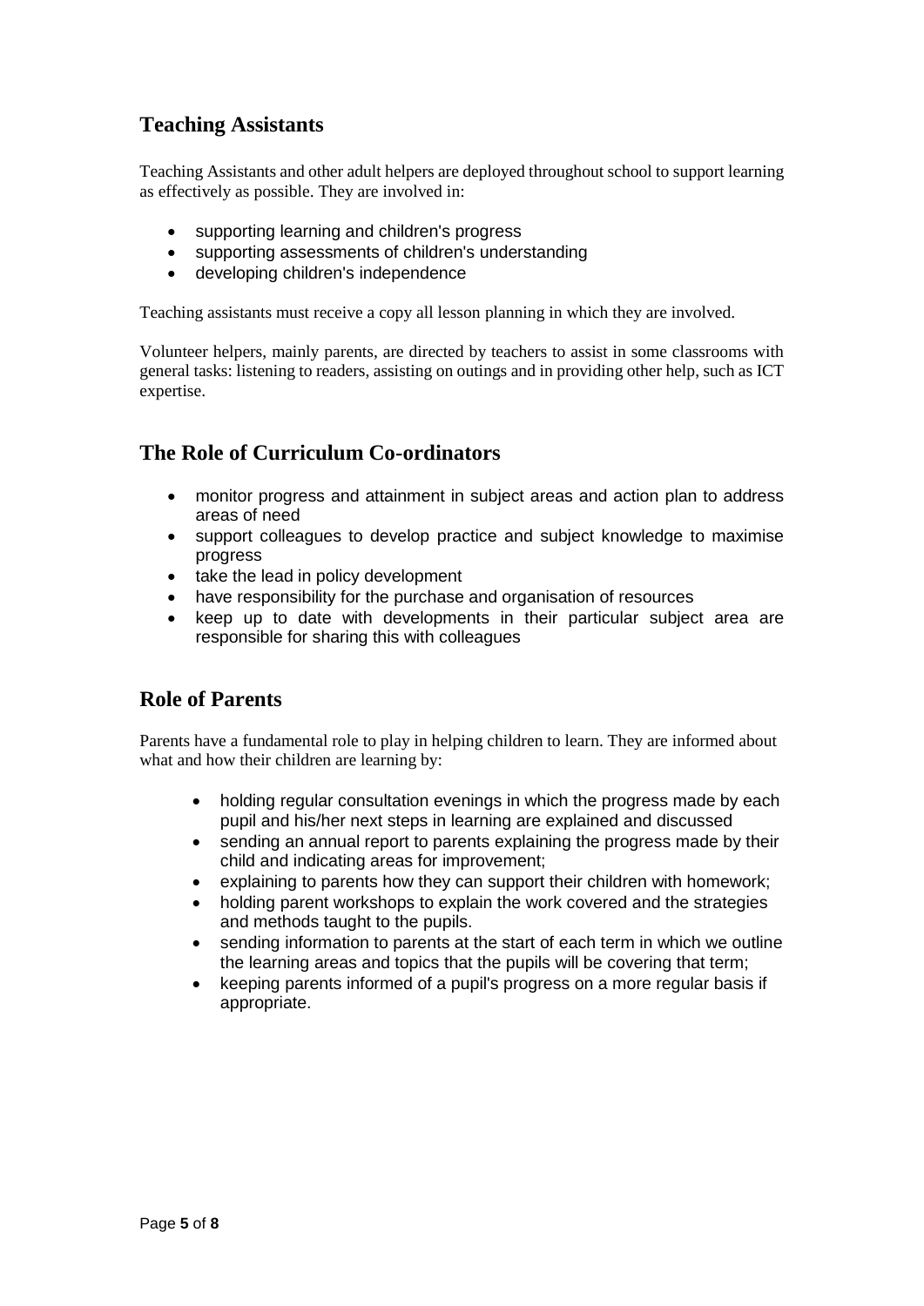## Teaching Assistants

Teaching Assistants and other adult helpers are deployed throughout school to support learning as effectively as possible. They are involved in:

- supporting learning and children's progress
- supporting assessments of children's understanding
- developing children's independence

Teaching assistants must receive a copy all lesson planning in which they are involved.

Volunteer helpers, mainly parents, are directed by teachers to assist in some classrooms with general tasks: listening to readers, assisting on outings and in providing other help, such as ICT expertise.

## The Role of Curriculum Co-ordinators

- monitor progress and attainment in subject areas and action plan to address areas of need
- support colleagues to develop practice and subject knowledge to maximise progress
- take the lead in policy development
- have responsibility for the purchase and organisation of resources
- keep up to date with developments in their particular subject area are responsible for sharing this with colleagues

## Role of Parents

Parents have a fundamental role to play in helping children to learn. They are informed about what and how their children are learning by:

- holding regular consultation evenings in which the progress made by each pupil and his/her next steps in learning are explained and discussed
- sending an annual report to parents explaining the progress made by their child and indicating areas for improvement;
- explaining to parents how they can support their children with homework;
- holding parent workshops to explain the work covered and the strategies and methods taught to the pupils.
- sending information to parents at the start of each term in which we outline the learning areas and topics that the pupils will be covering that term;
- keeping parents informed of a pupil's progress on a more regular basis if appropriate.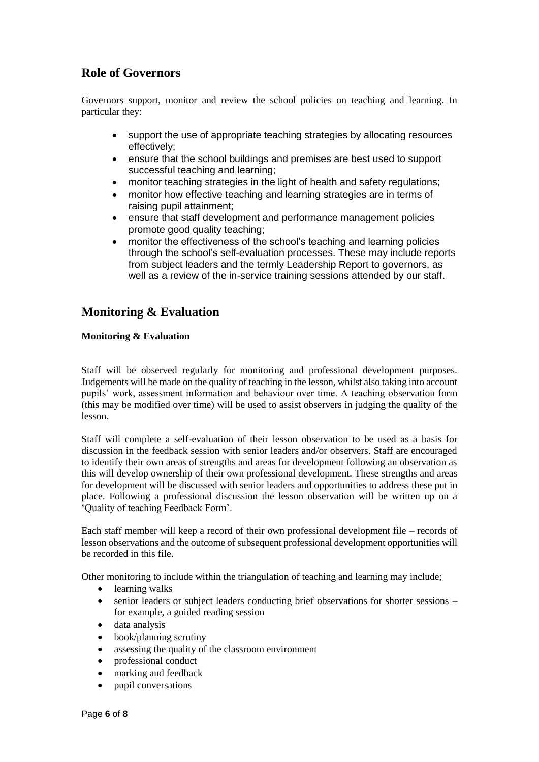## Role of Governors

Governors support, monitor and review the school policies on teaching and learning. In particular they:

- support the use of appropriate teaching strategies by allocating resources effectively;
- ensure that the school buildings and premises are best used to support successful teaching and learning;
- monitor teaching strategies in the light of health and safety regulations;
- monitor how effective teaching and learning strategies are in terms of raising pupil attainment;
- ensure that staff development and performance management policies promote good quality teaching;
- monitor the effectiveness of the school's teaching and learning policies through the school's self-evaluation processes. These may include reports from subject leaders and the termly Leadership Report to governors, as well as a review of the in-service training sessions attended by our staff.

## Monitoring & Evaluation

**Monitoring & Evaluation**

Staff will be observed regularly for monitoring and professional development purposes. Judgements will be made on the quality of teaching in the lesson, whilst also taking into account pupils' work, assessment information and behaviour over time. A teaching observation form (this may be modified over time) will be used to assist observers in judging the quality of the lesson.

Staff will complete a self-evaluation of their lesson observation to be used as a basis for discussion in the feedback session with senior leaders and/or observers. Staff are encouraged to identify their own areas of strengths and areas for development following an observation as this will develop ownership of their own professional development. These strengths and areas for development will be discussed with senior leaders and opportunities to address these put in place. Following a professional discussion the lesson observation will be written up on a 'Quality of teaching Feedback Form'.

Each staff member will keep a record of their own professional development file – records of lesson observations and the outcome of subsequent professional development opportunities will be recorded in this file.

Other monitoring to include within the triangulation of teaching and learning may include;

- learning walks
- senior leaders or subject leaders conducting brief observations for shorter sessions – for example, a guided reading session
- data analysis
- book/planning scrutiny
- assessing the quality of the classroom environment
- professional conduct
- marking and feedback
- pupil conversations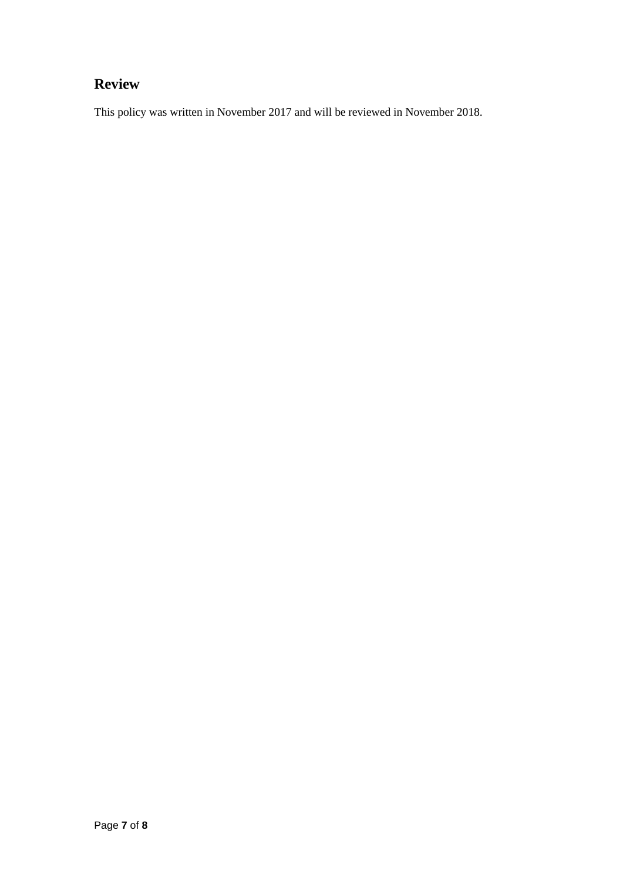## Review

This policy was written in November 2017 and will be reviewed in November 2018.